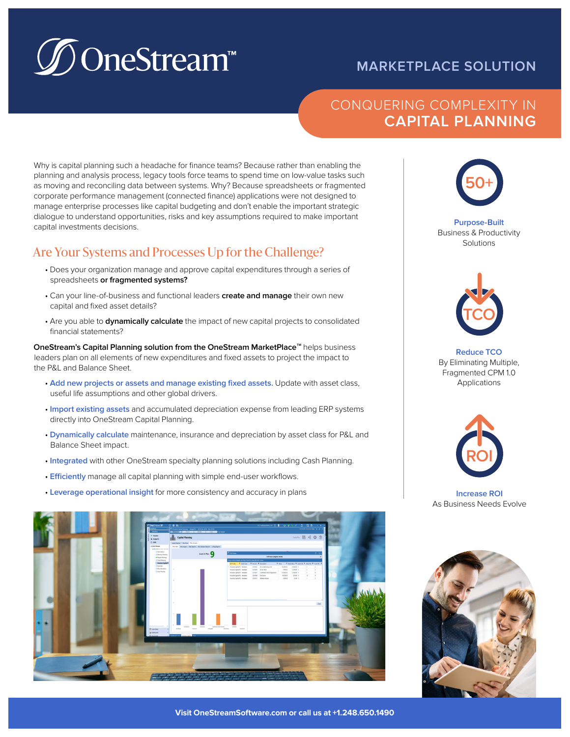# OneStream™

MARKETPLACE SOLUTION

## CONQUERING COMPLEXITY IN CAPITAL PLANNING

Why is capital planning such a headache for finance teams? Because rather than enabling the planning and analysis process, legacy tools force teams to spend time on low-value tasks such as moving and reconciling data between systems. Why? Because spreadsheets or fragmented corporate performance management (connected finance) applications were not designed to manage enterprise processes like capital budgeting and don't enable the important strategic dialogue to understand opportunities, risks and key assumptions required to make important capital investments decisions.

## Are Your Systems and Processes Up for the Challenge?

- Does your organization manage and approve capital expenditures through a series of spreadsheets **or fragmented systems?**
- Can your line-of-business and functional leaders **create and manage** their own new capital and fixed asset details?
- Are you able to **dynamically calculate** the impact of new capital projects to consolidated financial statements?

**OneStream's Capital Planning solution from the OneStream MarketPlace™** helps business leaders plan on all elements of new expenditures and fixed assets to project the impact to the P&L and Balance Sheet.

- **Add new projects or assets and manage existing fixed assets.** Update with asset class, useful life assumptions and other global drivers.
- **Import existing assets** and accumulated depreciation expense from leading ERP systems directly into OneStream Capital Planning.
- **Dynamically calculate** maintenance, insurance and depreciation by asset class for P&L and Balance Sheet impact.
- **Integrated** with other OneStream specialty planning solutions including Cash Planning.
- **Efficiently** manage all capital planning with simple end-user workflows.
- **Leverage operational insight** for more consistency and accuracy in plans

50+

**Purpose-Built**
Business & Productivity Solutions

TCO

**Reduce TCO**
By Eliminating Multiple, Fragmented CPM 1.0 Applications

ROI

**Increase ROI**
As Business Needs Evolve

**Visit OneStreamSoftware.com or call us at +1.248.650.1490**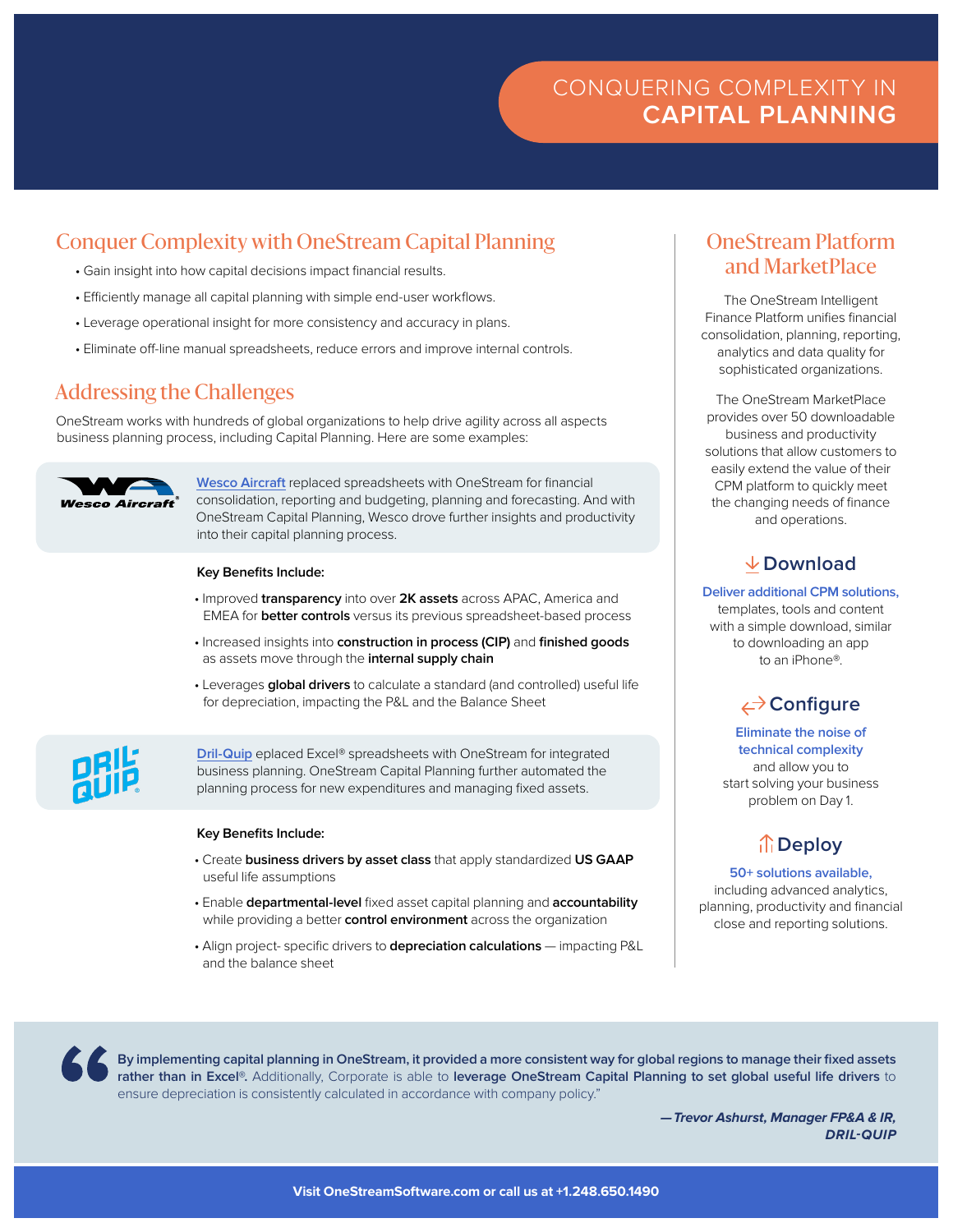# CONQUERING COMPLEXITY IN **CAPITAL PLANNING**

## Conquer Complexity with OneStream Capital Planning

- Gain insight into how capital decisions impact financial results.
- Efficiently manage all capital planning with simple end-user workflows.
- Leverage operational insight for more consistency and accuracy in plans.
- Eliminate off-line manual spreadsheets, reduce errors and improve internal controls.

## Addressing the Challenges

OneStream works with hundreds of global organizations to help drive agility across all aspects business planning process, including Capital Planning. Here are some examples:

Wesco Aircraft replaced spreadsheets with OneStream for financial consolidation, reporting and budgeting, planning and forecasting. And with OneStream Capital Planning, Wesco drove further insights and productivity into their capital planning process.

**Key Benefits Include:**

- Improved **transparency** into over **2K assets** across APAC, America and EMEA for **better controls** versus its previous spreadsheet-based process
- Increased insights into **construction in process (CIP)** and **finished goods** as assets move through the **internal supply chain**
- Leverages **global drivers** to calculate a standard (and controlled) useful life for depreciation, impacting the P&L and the Balance Sheet

Dril-Quip eplaced Excel® spreadsheets with OneStream for integrated business planning. OneStream Capital Planning further automated the planning process for new expenditures and managing fixed assets.

**Key Benefits Include:**

- Create **business drivers by asset class** that apply standardized **US GAAP** useful life assumptions
- Enable **departmental-level** fixed asset capital planning and **accountability** while providing a better **control environment** across the organization
- Align project- specific drivers to **depreciation calculations** — impacting P&L and the balance sheet

## OneStream Platform and MarketPlace

The OneStream Intelligent Finance Platform unifies financial consolidation, planning, reporting, analytics and data quality for sophisticated organizations.

The OneStream MarketPlace provides over 50 downloadable business and productivity solutions that allow customers to easily extend the value of their CPM platform to quickly meet the changing needs of finance and operations.

### Download

**Deliver additional CPM solutions,** templates, tools and content with a simple download, similar to downloading an app to an iPhone®.

### Configure

**Eliminate the noise of technical complexity** and allow you to start solving your business problem on Day 1.

### Deploy

**50+ solutions available,** including advanced analytics, planning, productivity and financial close and reporting solutions.

> **By implementing capital planning in OneStream, it provided a more consistent way for global regions to manage their fixed assets rather than in Excel®.** Additionally, Corporate is able to **leverage OneStream Capital Planning to set global useful life drivers** to ensure depreciation is consistently calculated in accordance with company policy."
>
> ***— Trevor Ashurst, Manager FP&A & IR, DRIL-QUIP***

**Visit OneStreamSoftware.com or call us at +1.248.650.1490**